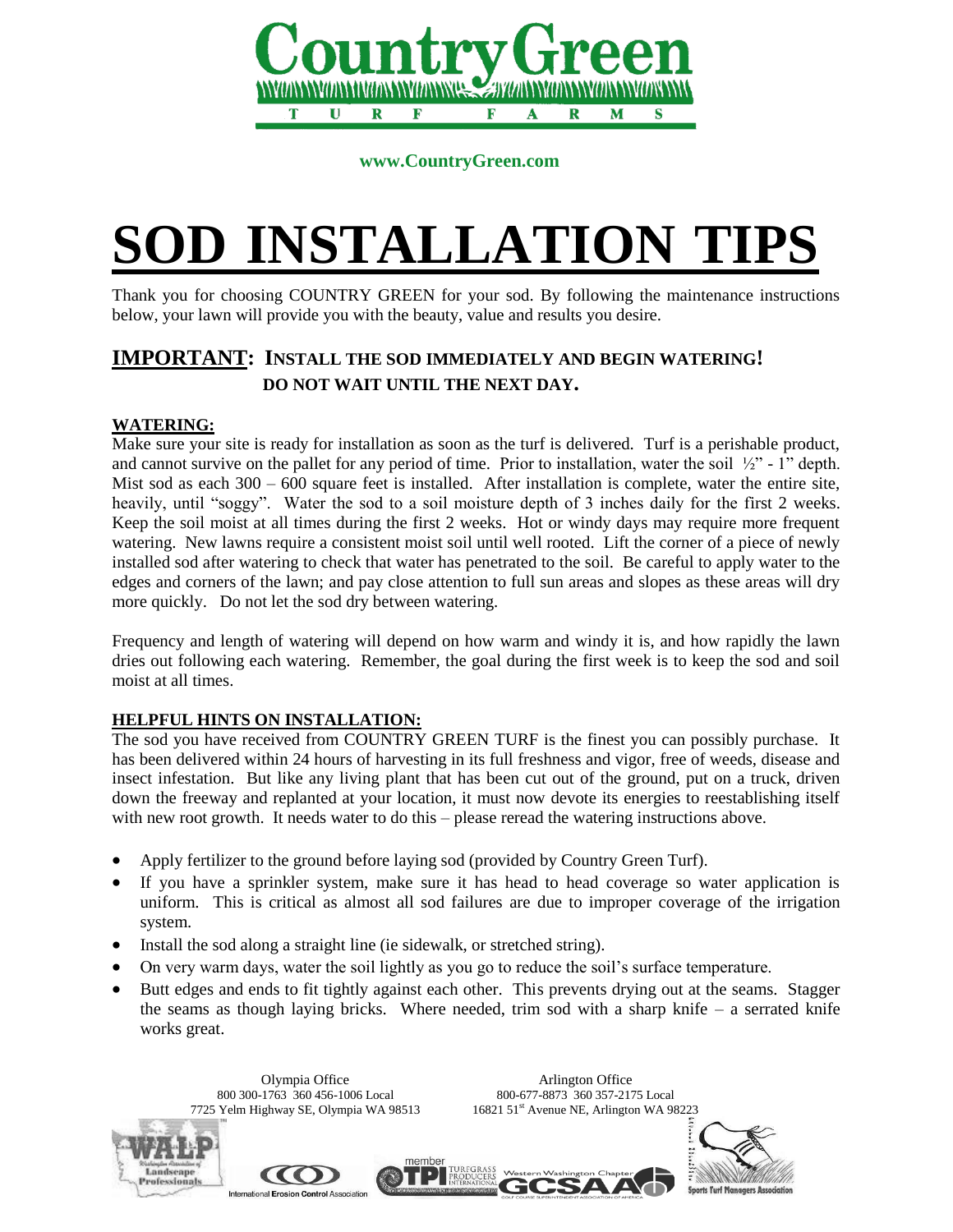# Country Green

**TURF FARMS**

**www.CountryGreen.com**

# SOD INSTALLATION TIPS

Thank you for choosing COUNTRY GREEN for your sod. By following the maintenance instructions below, your lawn will provide you with the beauty, value and results you desire.

## IMPORTANT: INSTALL THE SOD IMMEDIATELY AND BEGIN WATERING! DO NOT WAIT UNTIL THE NEXT DAY.

### WATERING:

Make sure your site is ready for installation as soon as the turf is delivered. Turf is a perishable product, and cannot survive on the pallet for any period of time. Prior to installation, water the soil ½" - 1" depth. Mist sod as each 300 – 600 square feet is installed. After installation is complete, water the entire site, heavily, until "soggy". Water the sod to a soil moisture depth of 3 inches daily for the first 2 weeks. Keep the soil moist at all times during the first 2 weeks. Hot or windy days may require more frequent watering. New lawns require a consistent moist soil until well rooted. Lift the corner of a piece of newly installed sod after watering to check that water has penetrated to the soil. Be careful to apply water to the edges and corners of the lawn; and pay close attention to full sun areas and slopes as these areas will dry more quickly. Do not let the sod dry between watering.

Frequency and length of watering will depend on how warm and windy it is, and how rapidly the lawn dries out following each watering. Remember, the goal during the first week is to keep the sod and soil moist at all times.

### HELPFUL HINTS ON INSTALLATION:

The sod you have received from COUNTRY GREEN TURF is the finest you can possibly purchase. It has been delivered within 24 hours of harvesting in its full freshness and vigor, free of weeds, disease and insect infestation. But like any living plant that has been cut out of the ground, put on a truck, driven down the freeway and replanted at your location, it must now devote its energies to reestablishing itself with new root growth. It needs water to do this – please reread the watering instructions above.

- Apply fertilizer to the ground before laying sod (provided by Country Green Turf).
- If you have a sprinkler system, make sure it has head to head coverage so water application is uniform. This is critical as almost all sod failures are due to improper coverage of the irrigation system.
- Install the sod along a straight line (ie sidewalk, or stretched string).
- On very warm days, water the soil lightly as you go to reduce the soil's surface temperature.
- Butt edges and ends to fit tightly against each other. This prevents drying out at the seams. Stagger the seams as though laying bricks. Where needed, trim sod with a sharp knife – a serrated knife works great.

Olympia Office
800 300-1763 360 456-1006 Local
7725 Yelm Highway SE, Olympia WA 98513

Arlington Office
800-677-8873 360 357-2175 Local
16821 51st Avenue NE, Arlington WA 98223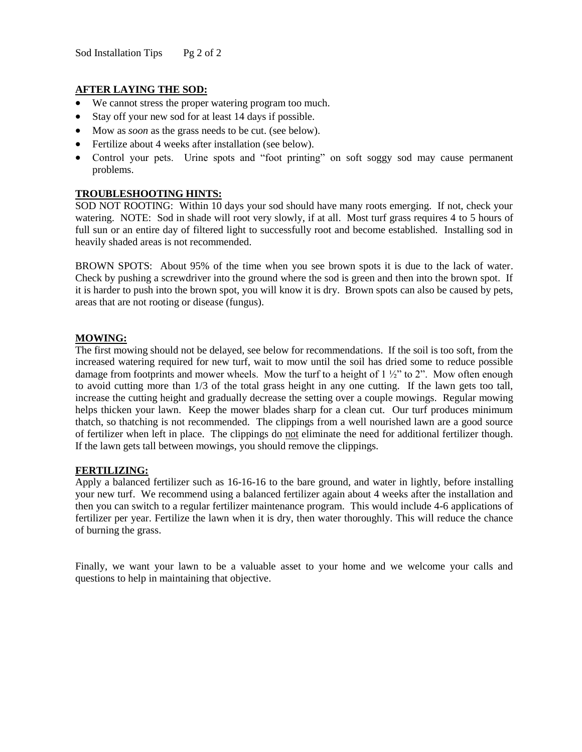**AFTER LAYING THE SOD:**

- We cannot stress the proper watering program too much.
- Stay off your new sod for at least 14 days if possible.
- Mow as *soon* as the grass needs to be cut. (see below).
- Fertilize about 4 weeks after installation (see below).
- Control your pets. Urine spots and "foot printing" on soft soggy sod may cause permanent problems.

**TROUBLESHOOTING HINTS:**

SOD NOT ROOTING: Within 10 days your sod should have many roots emerging. If not, check your watering. NOTE: Sod in shade will root very slowly, if at all. Most turf grass requires 4 to 5 hours of full sun or an entire day of filtered light to successfully root and become established. Installing sod in heavily shaded areas is not recommended.

BROWN SPOTS: About 95% of the time when you see brown spots it is due to the lack of water. Check by pushing a screwdriver into the ground where the sod is green and then into the brown spot. If it is harder to push into the brown spot, you will know it is dry. Brown spots can also be caused by pets, areas that are not rooting or disease (fungus).

**MOWING:**

The first mowing should not be delayed, see below for recommendations. If the soil is too soft, from the increased watering required for new turf, wait to mow until the soil has dried some to reduce possible damage from footprints and mower wheels. Mow the turf to a height of 1 ½" to 2". Mow often enough to avoid cutting more than 1/3 of the total grass height in any one cutting. If the lawn gets too tall, increase the cutting height and gradually decrease the setting over a couple mowings. Regular mowing helps thicken your lawn. Keep the mower blades sharp for a clean cut. Our turf produces minimum thatch, so thatching is not recommended. The clippings from a well nourished lawn are a good source of fertilizer when left in place. The clippings do <u>not</u> eliminate the need for additional fertilizer though. If the lawn gets tall between mowings, you should remove the clippings.

**FERTILIZING:**

Apply a balanced fertilizer such as 16-16-16 to the bare ground, and water in lightly, before installing your new turf. We recommend using a balanced fertilizer again about 4 weeks after the installation and then you can switch to a regular fertilizer maintenance program. This would include 4-6 applications of fertilizer per year. Fertilize the lawn when it is dry, then water thoroughly. This will reduce the chance of burning the grass.

Finally, we want your lawn to be a valuable asset to your home and we welcome your calls and questions to help in maintaining that objective.